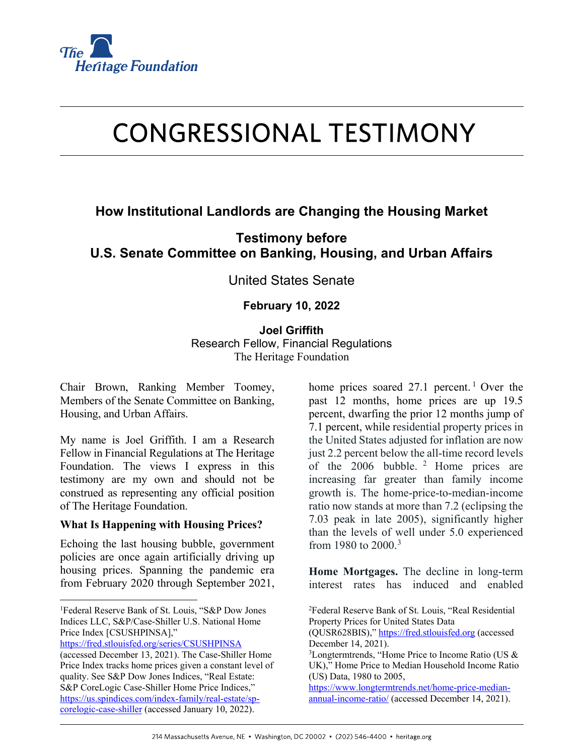# CONGRESSIONAL TESTIMONY

## How Institutional Landlords are Changing the Housing Market

## Testimony before U.S. Senate Committee on Banking, Housing, and Urban Affairs

United States Senate

**February 10, 2022**

**Joel Griffith**
Research Fellow, Financial Regulations
The Heritage Foundation

Chair Brown, Ranking Member Toomey, Members of the Senate Committee on Banking, Housing, and Urban Affairs.

My name is Joel Griffith. I am a Research Fellow in Financial Regulations at The Heritage Foundation. The views I express in this testimony are my own and should not be construed as representing any official position of The Heritage Foundation.

**What Is Happening with Housing Prices?**

Echoing the last housing bubble, government policies are once again artificially driving up housing prices. Spanning the pandemic era from February 2020 through September 2021, home prices soared 27.1 percent.[1] Over the past 12 months, home prices are up 19.5 percent, dwarfing the prior 12 months jump of 7.1 percent, while residential property prices in the United States adjusted for inflation are now just 2.2 percent below the all-time record levels of the 2006 bubble.[2] Home prices are increasing far greater than family income growth is. The home-price-to-median-income ratio now stands at more than 7.2 (eclipsing the 7.03 peak in late 2005), significantly higher than the levels of well under 5.0 experienced from 1980 to 2000.[3]

**Home Mortgages.** The decline in long-term interest rates has induced and enabled

---

[1] Federal Reserve Bank of St. Louis, "S&P Dow Jones Indices LLC, S&P/Case-Shiller U.S. National Home Price Index [CSUSHPINSA]," https://fred.stlouisfed.org/series/CSUSHPINSA (accessed December 13, 2021). The Case-Shiller Home Price Index tracks home prices given a constant level of quality. See S&P Dow Jones Indices, "Real Estate: S&P CoreLogic Case-Shiller Home Price Indices," https://us.spindices.com/index-family/real-estate/sp-corelogic-case-shiller (accessed January 10, 2022).

[2] Federal Reserve Bank of St. Louis, "Real Residential Property Prices for United States Data (QUSR628BIS)," https://fred.stlouisfed.org (accessed December 14, 2021).

[3] Longtermtrends, "Home Price to Income Ratio (US & UK)," Home Price to Median Household Income Ratio (US) Data, 1980 to 2005, https://www.longtermtrends.net/home-price-median-annual-income-ratio/ (accessed December 14, 2021).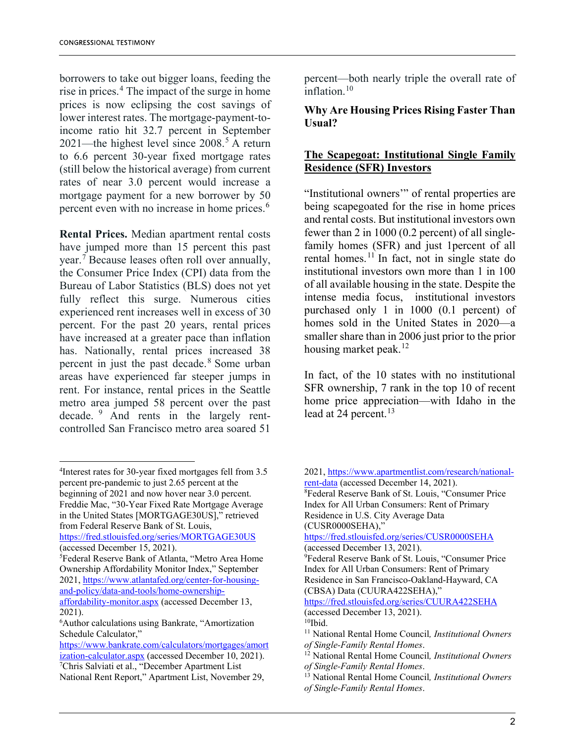borrowers to take out bigger loans, feeding the rise in prices.[4] The impact of the surge in home prices is now eclipsing the cost savings of lower interest rates. The mortgage-payment-to-income ratio hit 32.7 percent in September 2021—the highest level since 2008.[5] A return to 6.6 percent 30-year fixed mortgage rates (still below the historical average) from current rates of near 3.0 percent would increase a mortgage payment for a new borrower by 50 percent even with no increase in home prices.[6]

**Rental Prices.** Median apartment rental costs have jumped more than 15 percent this past year.[7] Because leases often roll over annually, the Consumer Price Index (CPI) data from the Bureau of Labor Statistics (BLS) does not yet fully reflect this surge. Numerous cities experienced rent increases well in excess of 30 percent. For the past 20 years, rental prices have increased at a greater pace than inflation has. Nationally, rental prices increased 38 percent in just the past decade.[8] Some urban areas have experienced far steeper jumps in rent. For instance, rental prices in the Seattle metro area jumped 58 percent over the past decade.[9] And rents in the largely rent-controlled San Francisco metro area soared 51 percent—both nearly triple the overall rate of inflation.[10]

**Why Are Housing Prices Rising Faster Than Usual?**

**<u>The Scapegoat: Institutional Single Family Residence (SFR) Investors</u>**

"Institutional owners'" of rental properties are being scapegoated for the rise in home prices and rental costs. But institutional investors own fewer than 2 in 1000 (0.2 percent) of all single-family homes (SFR) and just 1percent of all rental homes.[11] In fact, not in single state do institutional investors own more than 1 in 100 of all available housing in the state. Despite the intense media focus, institutional investors purchased only 1 in 1000 (0.1 percent) of homes sold in the United States in 2020—a smaller share than in 2006 just prior to the prior housing market peak.[12]

In fact, of the 10 states with no institutional SFR ownership, 7 rank in the top 10 of recent home price appreciation—with Idaho in the lead at 24 percent.[13]

---

[4]Interest rates for 30-year fixed mortgages fell from 3.5 percent pre-pandemic to just 2.65 percent at the beginning of 2021 and now hover near 3.0 percent. Freddie Mac, "30-Year Fixed Rate Mortgage Average in the United States [MORTGAGE30US]," retrieved from Federal Reserve Bank of St. Louis, https://fred.stlouisfed.org/series/MORTGAGE30US (accessed December 15, 2021).

[5]Federal Reserve Bank of Atlanta, "Metro Area Home Ownership Affordability Monitor Index," September 2021, https://www.atlantafed.org/center-for-housing-and-policy/data-and-tools/home-ownership-affordability-monitor.aspx (accessed December 13, 2021).

[6]Author calculations using Bankrate, "Amortization Schedule Calculator," https://www.bankrate.com/calculators/mortgages/amortization-calculator.aspx (accessed December 10, 2021).

[7]Chris Salviati et al., "December Apartment List National Rent Report," Apartment List, November 29, 2021, https://www.apartmentlist.com/research/national-rent-data (accessed December 14, 2021).

[8]Federal Reserve Bank of St. Louis, "Consumer Price Index for All Urban Consumers: Rent of Primary Residence in U.S. City Average Data (CUSR0000SEHA)," https://fred.stlouisfed.org/series/CUSR0000SEHA (accessed December 13, 2021).

[9]Federal Reserve Bank of St. Louis, "Consumer Price Index for All Urban Consumers: Rent of Primary Residence in San Francisco-Oakland-Hayward, CA (CBSA) Data (CUURA422SEHA)," https://fred.stlouisfed.org/series/CUURA422SEHA (accessed December 13, 2021).

[10]Ibid.

[11] National Rental Home Council, *Institutional Owners of Single-Family Rental Homes*.

[12] National Rental Home Council, *Institutional Owners of Single-Family Rental Homes*.

[13] National Rental Home Council, *Institutional Owners of Single-Family Rental Homes*.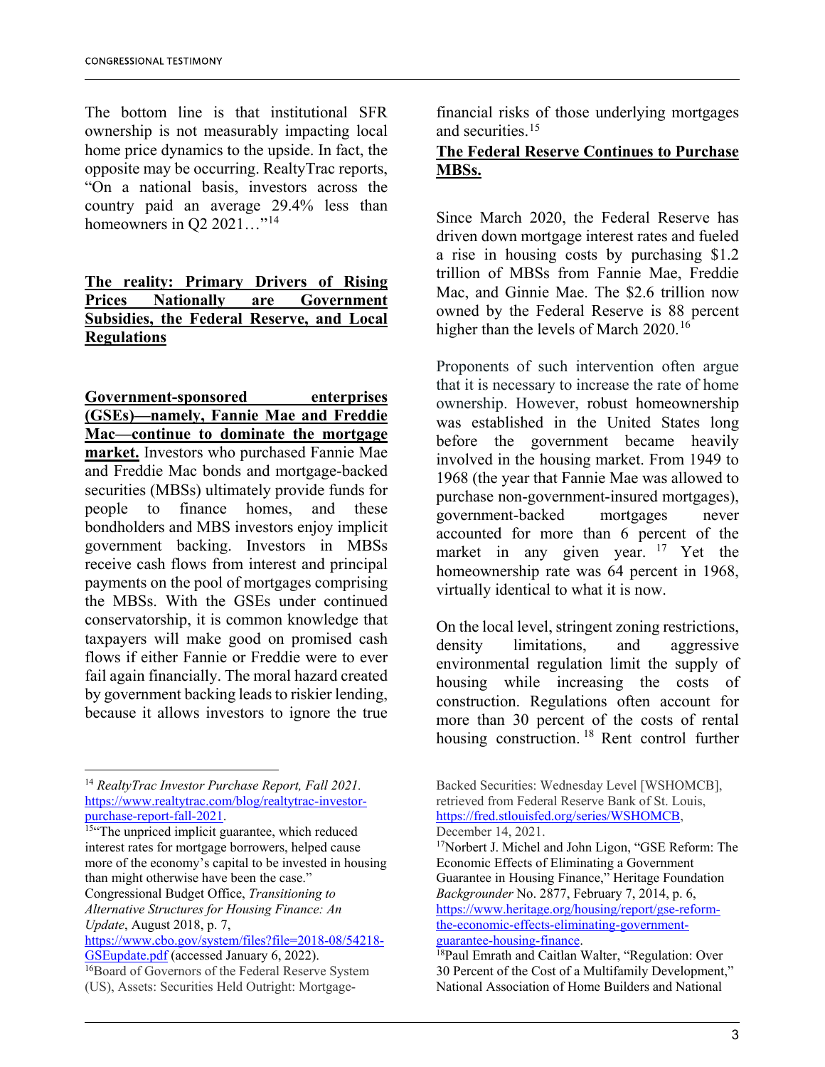The bottom line is that institutional SFR ownership is not measurably impacting local home price dynamics to the upside. In fact, the opposite may be occurring. RealtyTrac reports, "On a national basis, investors across the country paid an average 29.4% less than homeowners in Q2 2021…"[14]

**The reality: Primary Drivers of Rising Prices Nationally are Government Subsidies, the Federal Reserve, and Local Regulations**

**Government-sponsored enterprises (GSEs)—namely, Fannie Mae and Freddie Mac—continue to dominate the mortgage market.** Investors who purchased Fannie Mae and Freddie Mac bonds and mortgage-backed securities (MBSs) ultimately provide funds for people to finance homes, and these bondholders and MBS investors enjoy implicit government backing. Investors in MBSs receive cash flows from interest and principal payments on the pool of mortgages comprising the MBSs. With the GSEs under continued conservatorship, it is common knowledge that taxpayers will make good on promised cash flows if either Fannie or Freddie were to ever fail again financially. The moral hazard created by government backing leads to riskier lending, because it allows investors to ignore the true financial risks of those underlying mortgages and securities.[15]

**The Federal Reserve Continues to Purchase MBSs.**

Since March 2020, the Federal Reserve has driven down mortgage interest rates and fueled a rise in housing costs by purchasing $1.2 trillion of MBSs from Fannie Mae, Freddie Mac, and Ginnie Mae. The $2.6 trillion now owned by the Federal Reserve is 88 percent higher than the levels of March 2020.[16]

Proponents of such intervention often argue that it is necessary to increase the rate of home ownership. However, robust homeownership was established in the United States long before the government became heavily involved in the housing market. From 1949 to 1968 (the year that Fannie Mae was allowed to purchase non-government-insured mortgages), government-backed mortgages never accounted for more than 6 percent of the market in any given year.[17] Yet the homeownership rate was 64 percent in 1968, virtually identical to what it is now.

On the local level, stringent zoning restrictions, density limitations, and aggressive environmental regulation limit the supply of housing while increasing the costs of construction. Regulations often account for more than 30 percent of the costs of rental housing construction.[18] Rent control further

---

[14] *RealtyTrac Investor Purchase Report, Fall 2021.* https://www.realtytrac.com/blog/realtytrac-investor-purchase-report-fall-2021.

[15] "The unpriced implicit guarantee, which reduced interest rates for mortgage borrowers, helped cause more of the economy's capital to be invested in housing than might otherwise have been the case." Congressional Budget Office, *Transitioning to Alternative Structures for Housing Finance: An Update*, August 2018, p. 7, https://www.cbo.gov/system/files?file=2018-08/54218-GSEupdate.pdf (accessed January 6, 2022).

[16] Board of Governors of the Federal Reserve System (US), Assets: Securities Held Outright: Mortgage-Backed Securities: Wednesday Level [WSHOMCB], retrieved from Federal Reserve Bank of St. Louis, https://fred.stlouisfed.org/series/WSHOMCB, December 14, 2021.

[17] Norbert J. Michel and John Ligon, "GSE Reform: The Economic Effects of Eliminating a Government Guarantee in Housing Finance," Heritage Foundation *Backgrounder* No. 2877, February 7, 2014, p. 6, https://www.heritage.org/housing/report/gse-reform-the-economic-effects-eliminating-government-guarantee-housing-finance.

[18] Paul Emrath and Caitlan Walter, "Regulation: Over 30 Percent of the Cost of a Multifamily Development," National Association of Home Builders and National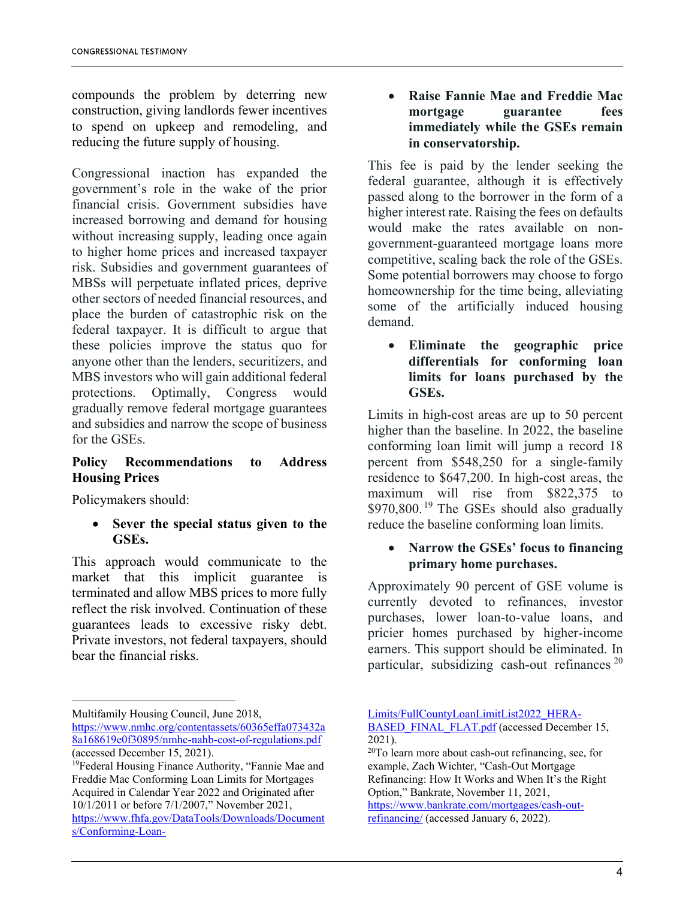compounds the problem by deterring new construction, giving landlords fewer incentives to spend on upkeep and remodeling, and reducing the future supply of housing.

Congressional inaction has expanded the government's role in the wake of the prior financial crisis. Government subsidies have increased borrowing and demand for housing without increasing supply, leading once again to higher home prices and increased taxpayer risk. Subsidies and government guarantees of MBSs will perpetuate inflated prices, deprive other sectors of needed financial resources, and place the burden of catastrophic risk on the federal taxpayer. It is difficult to argue that these policies improve the status quo for anyone other than the lenders, securitizers, and MBS investors who will gain additional federal protections. Optimally, Congress would gradually remove federal mortgage guarantees and subsidies and narrow the scope of business for the GSEs.

**Policy Recommendations to Address Housing Prices**

Policymakers should:

- **Sever the special status given to the GSEs.**

This approach would communicate to the market that this implicit guarantee is terminated and allow MBS prices to more fully reflect the risk involved. Continuation of these guarantees leads to excessive risky debt. Private investors, not federal taxpayers, should bear the financial risks.

- **Raise Fannie Mae and Freddie Mac mortgage guarantee fees immediately while the GSEs remain in conservatorship.**

This fee is paid by the lender seeking the federal guarantee, although it is effectively passed along to the borrower in the form of a higher interest rate. Raising the fees on defaults would make the rates available on non-government-guaranteed mortgage loans more competitive, scaling back the role of the GSEs. Some potential borrowers may choose to forgo homeownership for the time being, alleviating some of the artificially induced housing demand.

- **Eliminate the geographic price differentials for conforming loan limits for loans purchased by the GSEs.**

Limits in high-cost areas are up to 50 percent higher than the baseline. In 2022, the baseline conforming loan limit will jump a record 18 percent from $548,250 for a single-family residence to $647,200. In high-cost areas, the maximum will rise from $822,375 to $970,800.[19] The GSEs should also gradually reduce the baseline conforming loan limits.

- **Narrow the GSEs' focus to financing primary home purchases.**

Approximately 90 percent of GSE volume is currently devoted to refinances, investor purchases, lower loan-to-value loans, and pricier homes purchased by higher-income earners. This support should be eliminated. In particular, subsidizing cash-out refinances[20]

---

Multifamily Housing Council, June 2018, https://www.nmhc.org/contentassets/60365effa073432a8a168619e0f30895/nmhc-nahb-cost-of-regulations.pdf (accessed December 15, 2021).

[19] Federal Housing Finance Authority, "Fannie Mae and Freddie Mac Conforming Loan Limits for Mortgages Acquired in Calendar Year 2022 and Originated after 10/1/2011 or before 7/1/2007," November 2021, https://www.fhfa.gov/DataTools/Downloads/Documents/Conforming-Loan-Limits/FullCountyLoanLimitList2022_HERA-BASED_FINAL_FLAT.pdf (accessed December 15, 2021).

[20] To learn more about cash-out refinancing, see, for example, Zach Wichter, "Cash-Out Mortgage Refinancing: How It Works and When It's the Right Option," Bankrate, November 11, 2021, https://www.bankrate.com/mortgages/cash-out-refinancing/ (accessed January 6, 2022).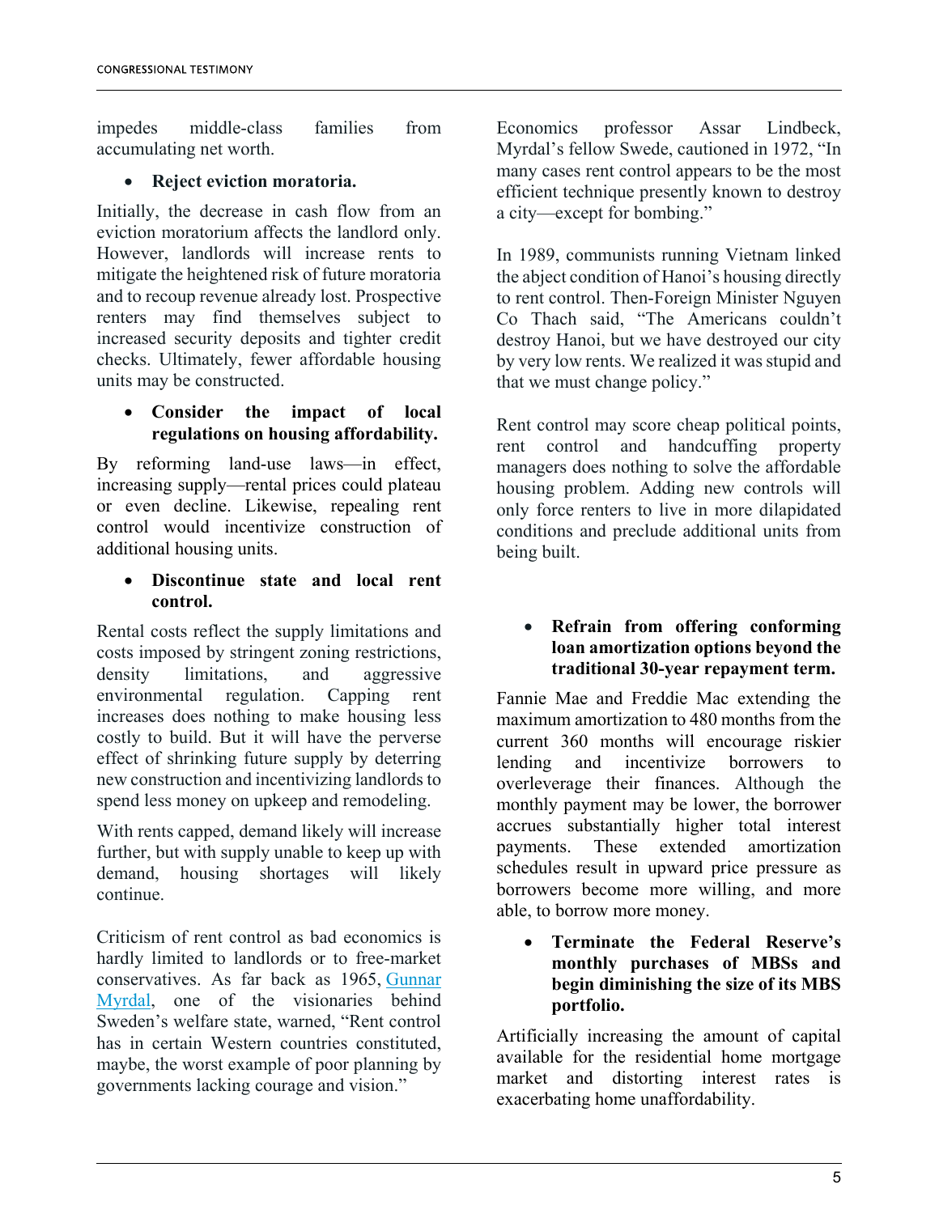impedes middle-class families from accumulating net worth.

- **Reject eviction moratoria.**

Initially, the decrease in cash flow from an eviction moratorium affects the landlord only. However, landlords will increase rents to mitigate the heightened risk of future moratoria and to recoup revenue already lost. Prospective renters may find themselves subject to increased security deposits and tighter credit checks. Ultimately, fewer affordable housing units may be constructed.

- **Consider the impact of local regulations on housing affordability.**

By reforming land-use laws—in effect, increasing supply—rental prices could plateau or even decline. Likewise, repealing rent control would incentivize construction of additional housing units.

- **Discontinue state and local rent control.**

Rental costs reflect the supply limitations and costs imposed by stringent zoning restrictions, density limitations, and aggressive environmental regulation. Capping rent increases does nothing to make housing less costly to build. But it will have the perverse effect of shrinking future supply by deterring new construction and incentivizing landlords to spend less money on upkeep and remodeling.

With rents capped, demand likely will increase further, but with supply unable to keep up with demand, housing shortages will likely continue.

Criticism of rent control as bad economics is hardly limited to landlords or to free-market conservatives. As far back as 1965, [Gunnar Myrdal](), one of the visionaries behind Sweden's welfare state, warned, "Rent control has in certain Western countries constituted, maybe, the worst example of poor planning by governments lacking courage and vision."

Economics professor Assar Lindbeck, Myrdal's fellow Swede, cautioned in 1972, "In many cases rent control appears to be the most efficient technique presently known to destroy a city—except for bombing."

In 1989, communists running Vietnam linked the abject condition of Hanoi's housing directly to rent control. Then-Foreign Minister Nguyen Co Thach said, "The Americans couldn't destroy Hanoi, but we have destroyed our city by very low rents. We realized it was stupid and that we must change policy."

Rent control may score cheap political points, rent control and handcuffing property managers does nothing to solve the affordable housing problem. Adding new controls will only force renters to live in more dilapidated conditions and preclude additional units from being built.

- **Refrain from offering conforming loan amortization options beyond the traditional 30-year repayment term.**

Fannie Mae and Freddie Mac extending the maximum amortization to 480 months from the current 360 months will encourage riskier lending and incentivize borrowers to overleverage their finances. Although the monthly payment may be lower, the borrower accrues substantially higher total interest payments. These extended amortization schedules result in upward price pressure as borrowers become more willing, and more able, to borrow more money.

- **Terminate the Federal Reserve's monthly purchases of MBSs and begin diminishing the size of its MBS portfolio.**

Artificially increasing the amount of capital available for the residential home mortgage market and distorting interest rates is exacerbating home unaffordability.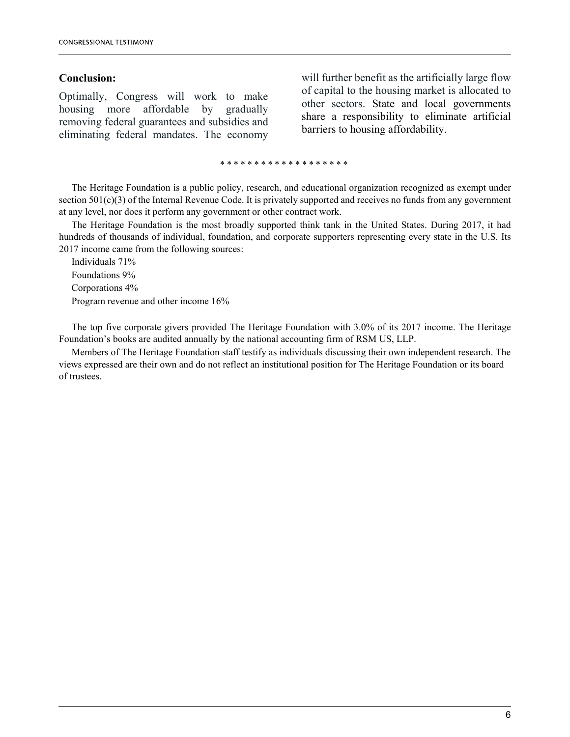**Conclusion:**

Optimally, Congress will work to make housing more affordable by gradually removing federal guarantees and subsidies and eliminating federal mandates. The economy will further benefit as the artificially large flow of capital to the housing market is allocated to other sectors. State and local governments share a responsibility to eliminate artificial barriers to housing affordability.

\* \* \* \* \* \* \* \* \* \* \* \* \* \* \* \* \* \* \*

The Heritage Foundation is a public policy, research, and educational organization recognized as exempt under section 501(c)(3) of the Internal Revenue Code. It is privately supported and receives no funds from any government at any level, nor does it perform any government or other contract work.

The Heritage Foundation is the most broadly supported think tank in the United States. During 2017, it had hundreds of thousands of individual, foundation, and corporate supporters representing every state in the U.S. Its 2017 income came from the following sources:

Individuals 71%
Foundations 9%
Corporations 4%
Program revenue and other income 16%

The top five corporate givers provided The Heritage Foundation with 3.0% of its 2017 income. The Heritage Foundation's books are audited annually by the national accounting firm of RSM US, LLP.

Members of The Heritage Foundation staff testify as individuals discussing their own independent research. The views expressed are their own and do not reflect an institutional position for The Heritage Foundation or its board of trustees.